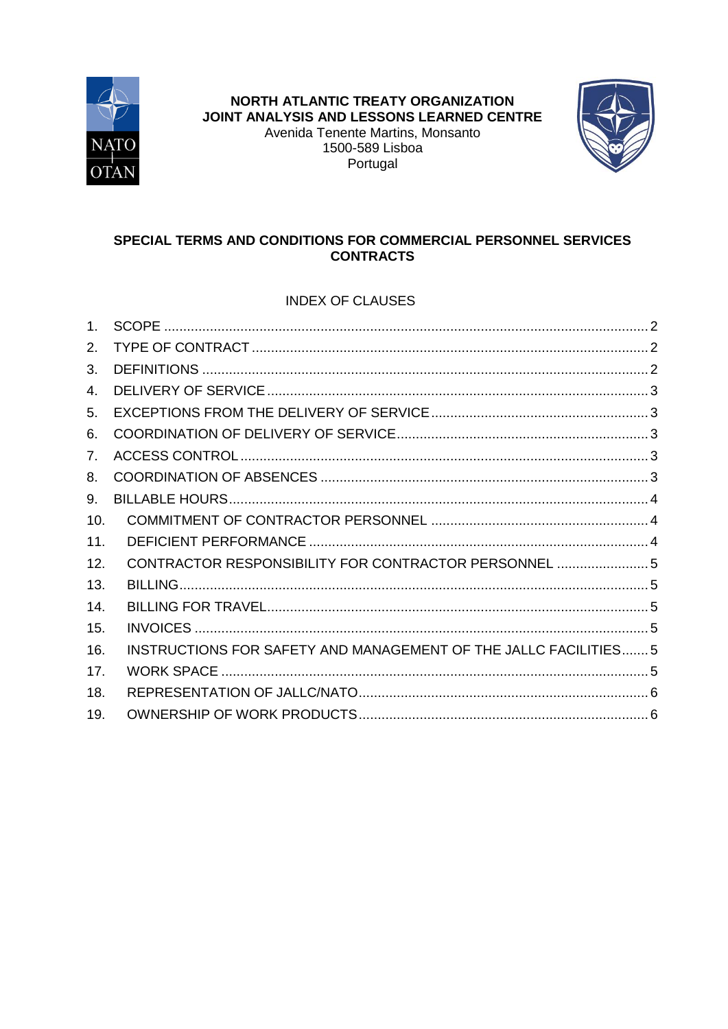**NORTH ATLANTIC TREATY ORGANIZATION**
**JOINT ANALYSIS AND LESSONS LEARNED CENTRE**
Avenida Tenente Martins, Monsanto
1500-589 Lisboa
Portugal

# SPECIAL TERMS AND CONDITIONS FOR COMMERCIAL PERSONNEL SERVICES CONTRACTS

INDEX OF CLAUSES

1. SCOPE .................................................................................................... 2
2. TYPE OF CONTRACT ................................................................................ 2
3. DEFINITIONS ............................................................................................ 2
4. DELIVERY OF SERVICE ............................................................................ 3
5. EXCEPTIONS FROM THE DELIVERY OF SERVICE ..................................... 3
6. COORDINATION OF DELIVERY OF SERVICE ............................................ 3
7. ACCESS CONTROL .................................................................................. 3
8. COORDINATION OF ABSENCES ............................................................... 3
9. BILLABLE HOURS ..................................................................................... 4
10. COMMITMENT OF CONTRACTOR PERSONNEL ......................................... 4
11. DEFICIENT PERFORMANCE ..................................................................... 4
12. CONTRACTOR RESPONSIBILITY FOR CONTRACTOR PERSONNEL .............. 5
13. BILLING .................................................................................................. 5
14. BILLING FOR TRAVEL .............................................................................. 5
15. INVOICES ............................................................................................... 5
16. INSTRUCTIONS FOR SAFETY AND MANAGEMENT OF THE JALLC FACILITIES ....... 5
17. WORK SPACE ......................................................................................... 5
18. REPRESENTATION OF JALLC/NATO .......................................................... 6
19. OWNERSHIP OF WORK PRODUCTS ........................................................... 6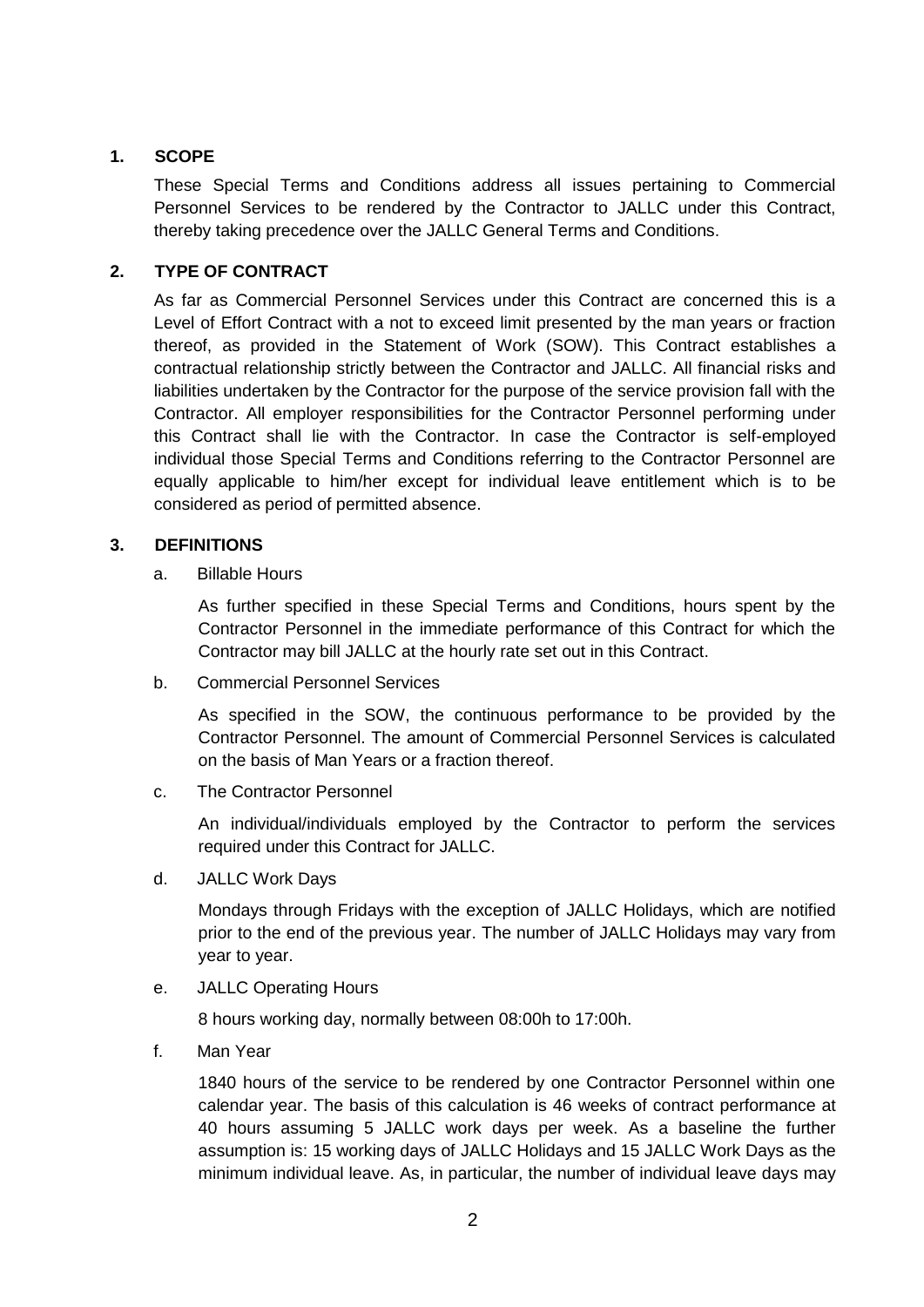## 1. SCOPE

These Special Terms and Conditions address all issues pertaining to Commercial Personnel Services to be rendered by the Contractor to JALLC under this Contract, thereby taking precedence over the JALLC General Terms and Conditions.

## 2. TYPE OF CONTRACT

As far as Commercial Personnel Services under this Contract are concerned this is a Level of Effort Contract with a not to exceed limit presented by the man years or fraction thereof, as provided in the Statement of Work (SOW). This Contract establishes a contractual relationship strictly between the Contractor and JALLC. All financial risks and liabilities undertaken by the Contractor for the purpose of the service provision fall with the Contractor. All employer responsibilities for the Contractor Personnel performing under this Contract shall lie with the Contractor. In case the Contractor is self-employed individual those Special Terms and Conditions referring to the Contractor Personnel are equally applicable to him/her except for individual leave entitlement which is to be considered as period of permitted absence.

## 3. DEFINITIONS

a. Billable Hours

As further specified in these Special Terms and Conditions, hours spent by the Contractor Personnel in the immediate performance of this Contract for which the Contractor may bill JALLC at the hourly rate set out in this Contract.

b. Commercial Personnel Services

As specified in the SOW, the continuous performance to be provided by the Contractor Personnel. The amount of Commercial Personnel Services is calculated on the basis of Man Years or a fraction thereof.

c. The Contractor Personnel

An individual/individuals employed by the Contractor to perform the services required under this Contract for JALLC.

d. JALLC Work Days

Mondays through Fridays with the exception of JALLC Holidays, which are notified prior to the end of the previous year. The number of JALLC Holidays may vary from year to year.

e. JALLC Operating Hours

8 hours working day, normally between 08:00h to 17:00h.

f. Man Year

1840 hours of the service to be rendered by one Contractor Personnel within one calendar year. The basis of this calculation is 46 weeks of contract performance at 40 hours assuming 5 JALLC work days per week. As a baseline the further assumption is: 15 working days of JALLC Holidays and 15 JALLC Work Days as the minimum individual leave. As, in particular, the number of individual leave days may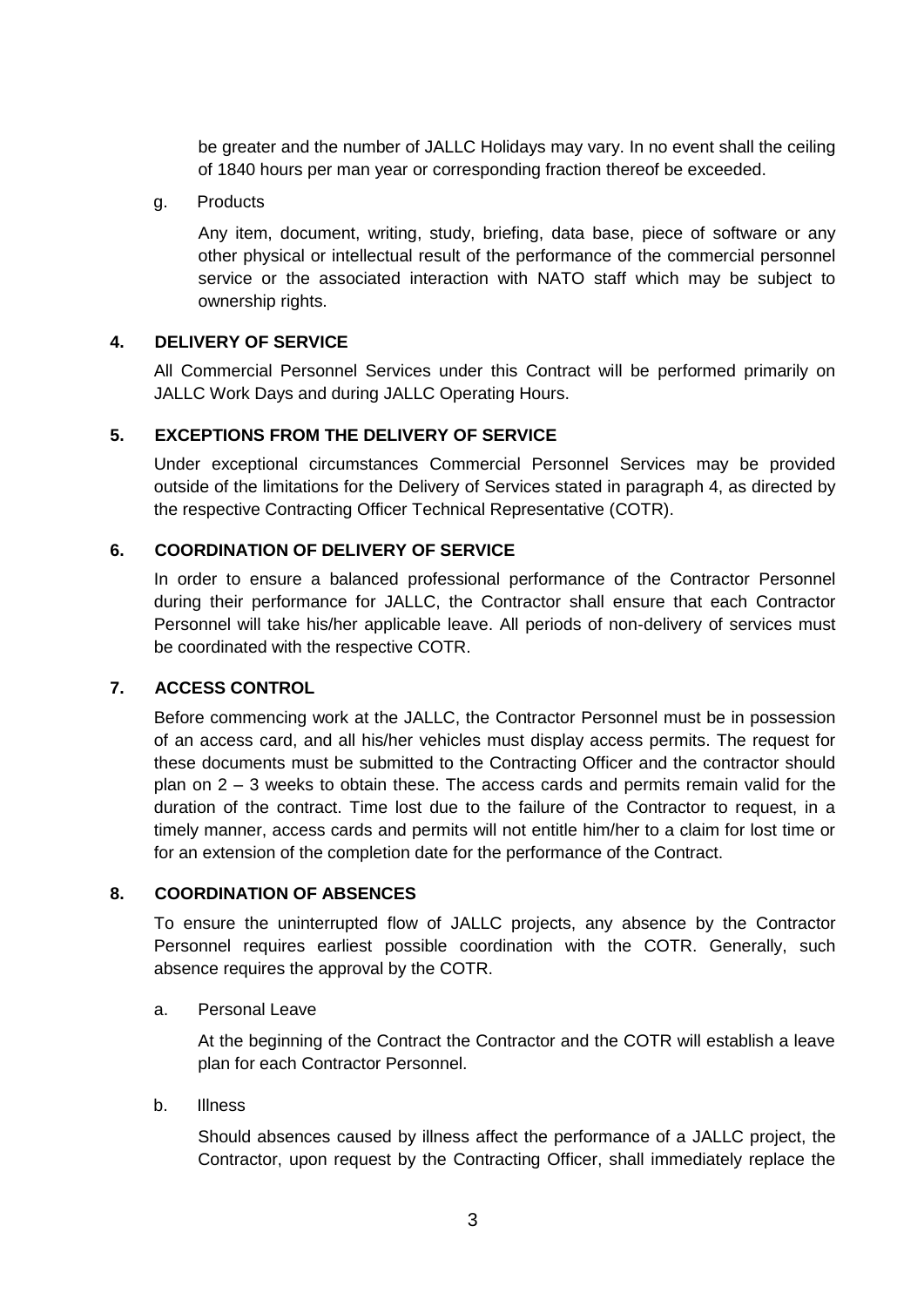be greater and the number of JALLC Holidays may vary. In no event shall the ceiling of 1840 hours per man year or corresponding fraction thereof be exceeded.

g. Products

Any item, document, writing, study, briefing, data base, piece of software or any other physical or intellectual result of the performance of the commercial personnel service or the associated interaction with NATO staff which may be subject to ownership rights.

## 4. DELIVERY OF SERVICE

All Commercial Personnel Services under this Contract will be performed primarily on JALLC Work Days and during JALLC Operating Hours.

## 5. EXCEPTIONS FROM THE DELIVERY OF SERVICE

Under exceptional circumstances Commercial Personnel Services may be provided outside of the limitations for the Delivery of Services stated in paragraph 4, as directed by the respective Contracting Officer Technical Representative (COTR).

## 6. COORDINATION OF DELIVERY OF SERVICE

In order to ensure a balanced professional performance of the Contractor Personnel during their performance for JALLC, the Contractor shall ensure that each Contractor Personnel will take his/her applicable leave. All periods of non-delivery of services must be coordinated with the respective COTR.

## 7. ACCESS CONTROL

Before commencing work at the JALLC, the Contractor Personnel must be in possession of an access card, and all his/her vehicles must display access permits. The request for these documents must be submitted to the Contracting Officer and the contractor should plan on 2 – 3 weeks to obtain these. The access cards and permits remain valid for the duration of the contract. Time lost due to the failure of the Contractor to request, in a timely manner, access cards and permits will not entitle him/her to a claim for lost time or for an extension of the completion date for the performance of the Contract.

## 8. COORDINATION OF ABSENCES

To ensure the uninterrupted flow of JALLC projects, any absence by the Contractor Personnel requires earliest possible coordination with the COTR. Generally, such absence requires the approval by the COTR.

a. Personal Leave

At the beginning of the Contract the Contractor and the COTR will establish a leave plan for each Contractor Personnel.

b. Illness

Should absences caused by illness affect the performance of a JALLC project, the Contractor, upon request by the Contracting Officer, shall immediately replace the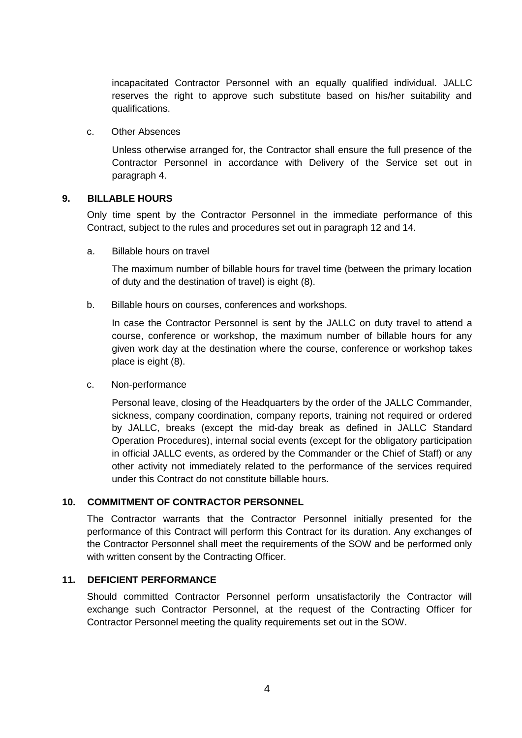incapacitated Contractor Personnel with an equally qualified individual. JALLC reserves the right to approve such substitute based on his/her suitability and qualifications.

c. Other Absences

Unless otherwise arranged for, the Contractor shall ensure the full presence of the Contractor Personnel in accordance with Delivery of the Service set out in paragraph 4.

## 9. BILLABLE HOURS

Only time spent by the Contractor Personnel in the immediate performance of this Contract, subject to the rules and procedures set out in paragraph 12 and 14.

a. Billable hours on travel

The maximum number of billable hours for travel time (between the primary location of duty and the destination of travel) is eight (8).

b. Billable hours on courses, conferences and workshops.

In case the Contractor Personnel is sent by the JALLC on duty travel to attend a course, conference or workshop, the maximum number of billable hours for any given work day at the destination where the course, conference or workshop takes place is eight (8).

c. Non-performance

Personal leave, closing of the Headquarters by the order of the JALLC Commander, sickness, company coordination, company reports, training not required or ordered by JALLC, breaks (except the mid-day break as defined in JALLC Standard Operation Procedures), internal social events (except for the obligatory participation in official JALLC events, as ordered by the Commander or the Chief of Staff) or any other activity not immediately related to the performance of the services required under this Contract do not constitute billable hours.

## 10. COMMITMENT OF CONTRACTOR PERSONNEL

The Contractor warrants that the Contractor Personnel initially presented for the performance of this Contract will perform this Contract for its duration. Any exchanges of the Contractor Personnel shall meet the requirements of the SOW and be performed only with written consent by the Contracting Officer.

## 11. DEFICIENT PERFORMANCE

Should committed Contractor Personnel perform unsatisfactorily the Contractor will exchange such Contractor Personnel, at the request of the Contracting Officer for Contractor Personnel meeting the quality requirements set out in the SOW.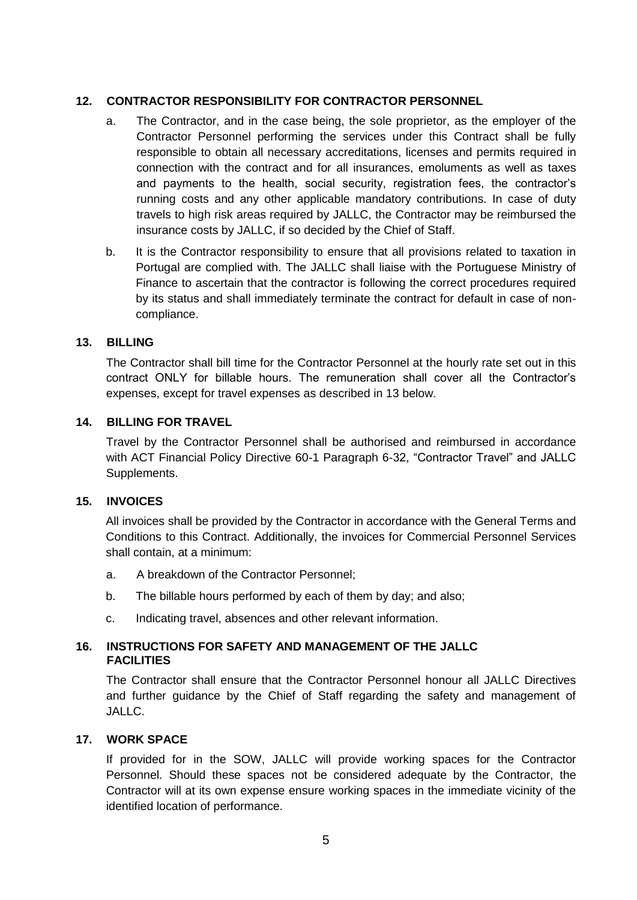## 12. CONTRACTOR RESPONSIBILITY FOR CONTRACTOR PERSONNEL

a. The Contractor, and in the case being, the sole proprietor, as the employer of the Contractor Personnel performing the services under this Contract shall be fully responsible to obtain all necessary accreditations, licenses and permits required in connection with the contract and for all insurances, emoluments as well as taxes and payments to the health, social security, registration fees, the contractor's running costs and any other applicable mandatory contributions. In case of duty travels to high risk areas required by JALLC, the Contractor may be reimbursed the insurance costs by JALLC, if so decided by the Chief of Staff.

b. It is the Contractor responsibility to ensure that all provisions related to taxation in Portugal are complied with. The JALLC shall liaise with the Portuguese Ministry of Finance to ascertain that the contractor is following the correct procedures required by its status and shall immediately terminate the contract for default in case of non-compliance.

## 13. BILLING

The Contractor shall bill time for the Contractor Personnel at the hourly rate set out in this contract ONLY for billable hours. The remuneration shall cover all the Contractor's expenses, except for travel expenses as described in 13 below.

## 14. BILLING FOR TRAVEL

Travel by the Contractor Personnel shall be authorised and reimbursed in accordance with ACT Financial Policy Directive 60-1 Paragraph 6-32, "Contractor Travel" and JALLC Supplements.

## 15. INVOICES

All invoices shall be provided by the Contractor in accordance with the General Terms and Conditions to this Contract. Additionally, the invoices for Commercial Personnel Services shall contain, at a minimum:

a. A breakdown of the Contractor Personnel;

b. The billable hours performed by each of them by day; and also;

c. Indicating travel, absences and other relevant information.

## 16. INSTRUCTIONS FOR SAFETY AND MANAGEMENT OF THE JALLC FACILITIES

The Contractor shall ensure that the Contractor Personnel honour all JALLC Directives and further guidance by the Chief of Staff regarding the safety and management of JALLC.

## 17. WORK SPACE

If provided for in the SOW, JALLC will provide working spaces for the Contractor Personnel. Should these spaces not be considered adequate by the Contractor, the Contractor will at its own expense ensure working spaces in the immediate vicinity of the identified location of performance.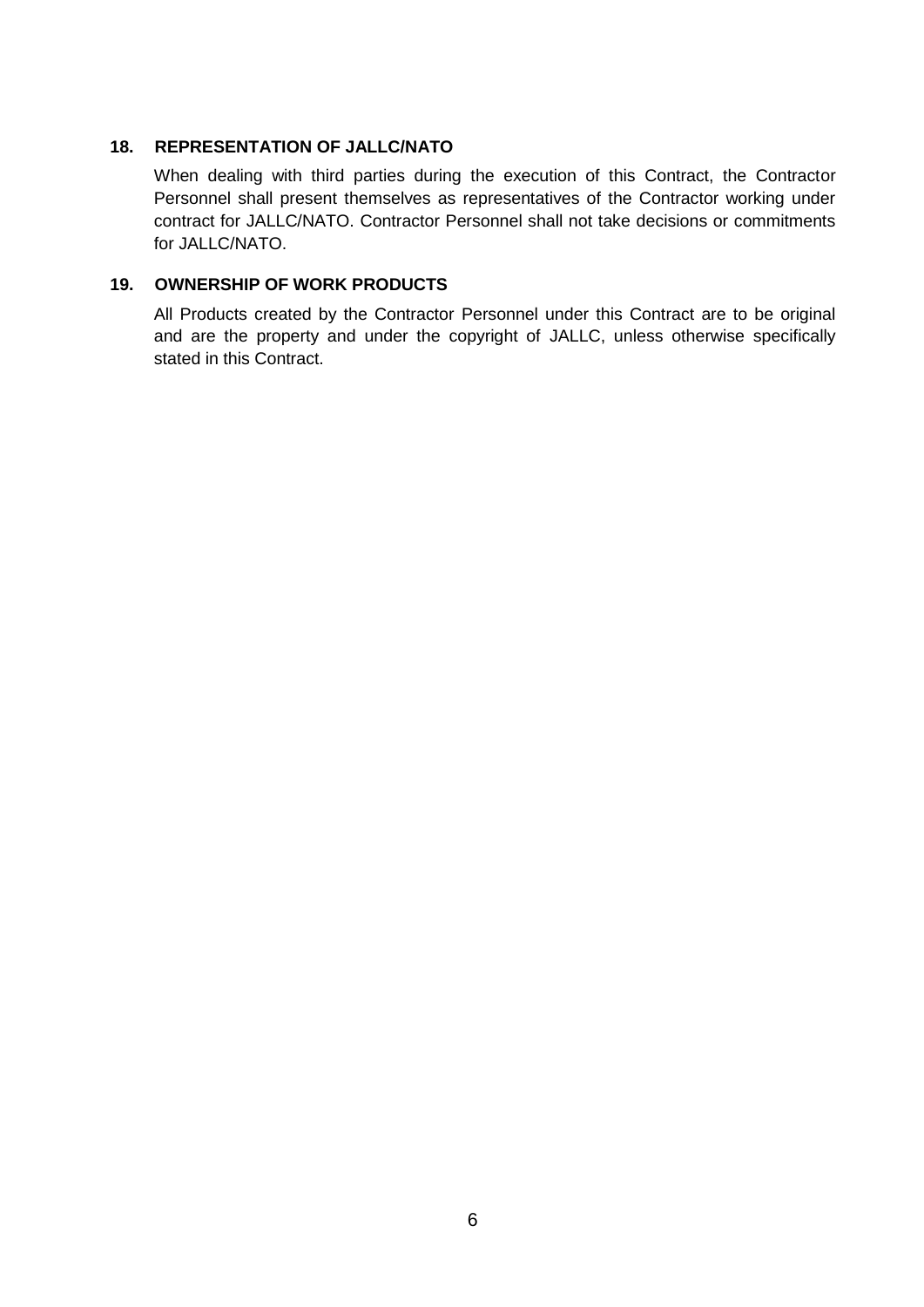### 18. REPRESENTATION OF JALLC/NATO

When dealing with third parties during the execution of this Contract, the Contractor Personnel shall present themselves as representatives of the Contractor working under contract for JALLC/NATO. Contractor Personnel shall not take decisions or commitments for JALLC/NATO.

### 19. OWNERSHIP OF WORK PRODUCTS

All Products created by the Contractor Personnel under this Contract are to be original and are the property and under the copyright of JALLC, unless otherwise specifically stated in this Contract.